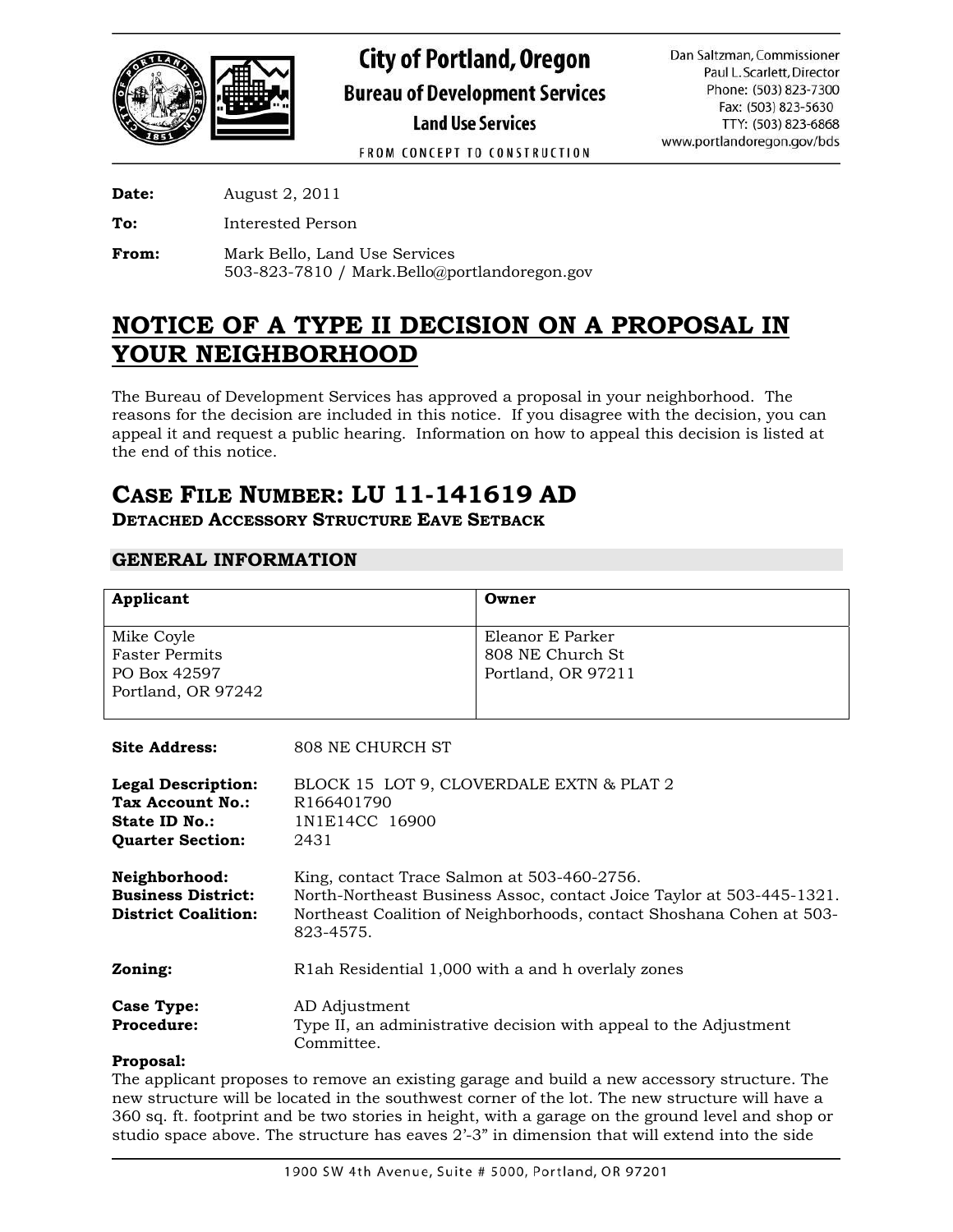City of Portland, Oregon
Bureau of Development Services
Land Use Services
FROM CONCEPT TO CONSTRUCTION

Dan Saltzman, Commissioner
Paul L. Scarlett, Director
Phone: (503) 823-7300
Fax: (503) 823-5630
TTY: (503) 823-6868
www.portlandoregon.gov/bds

**Date:** August 2, 2011

**To:** Interested Person

**From:** Mark Bello, Land Use Services
503-823-7810 / Mark.Bello@portlandoregon.gov

# NOTICE OF A TYPE II DECISION ON A PROPOSAL IN YOUR NEIGHBORHOOD

The Bureau of Development Services has approved a proposal in your neighborhood. The reasons for the decision are included in this notice. If you disagree with the decision, you can appeal it and request a public hearing. Information on how to appeal this decision is listed at the end of this notice.

## CASE FILE NUMBER: LU 11-141619 AD

### DETACHED ACCESSORY STRUCTURE EAVE SETBACK

## GENERAL INFORMATION

| Applicant | Owner |
|---|---|
| Mike Coyle<br>Faster Permits<br>PO Box 42597<br>Portland, OR 97242 | Eleanor E Parker<br>808 NE Church St<br>Portland, OR 97211 |

**Site Address:** 808 NE CHURCH ST

**Legal Description:** BLOCK 15 LOT 9, CLOVERDALE EXTN & PLAT 2
**Tax Account No.:** R166401790
**State ID No.:** 1N1E14CC 16900
**Quarter Section:** 2431

**Neighborhood:** King, contact Trace Salmon at 503-460-2756.
**Business District:** North-Northeast Business Assoc, contact Joice Taylor at 503-445-1321.
**District Coalition:** Northeast Coalition of Neighborhoods, contact Shoshana Cohen at 503-823-4575.

**Zoning:** R1ah Residential 1,000 with a and h overlaly zones

**Case Type:** AD Adjustment
**Procedure:** Type II, an administrative decision with appeal to the Adjustment Committee.

**Proposal:**
The applicant proposes to remove an existing garage and build a new accessory structure. The new structure will be located in the southwest corner of the lot. The new structure will have a 360 sq. ft. footprint and be two stories in height, with a garage on the ground level and shop or studio space above. The structure has eaves 2'-3" in dimension that will extend into the side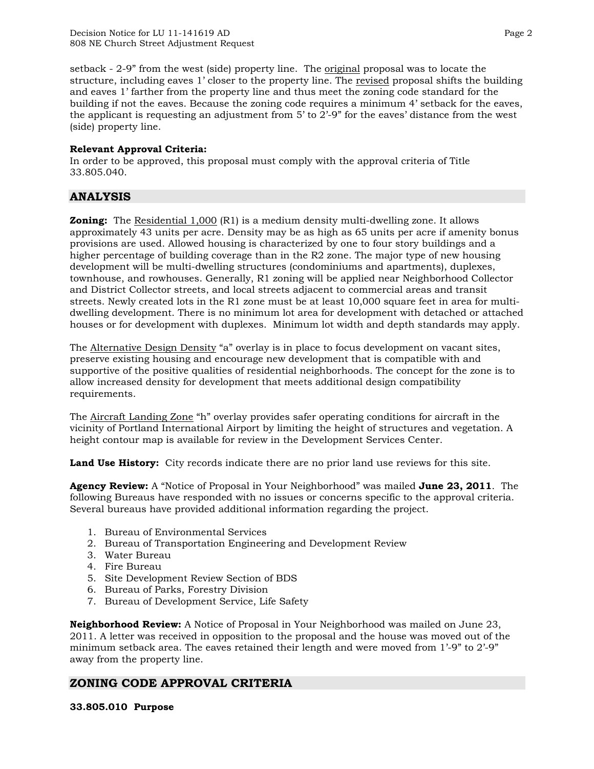setback - 2-9" from the west (side) property line. The original proposal was to locate the structure, including eaves 1' closer to the property line. The revised proposal shifts the building and eaves 1' farther from the property line and thus meet the zoning code standard for the building if not the eaves. Because the zoning code requires a minimum 4' setback for the eaves, the applicant is requesting an adjustment from 5' to 2'-9" for the eaves' distance from the west (side) property line.

**Relevant Approval Criteria:**
In order to be approved, this proposal must comply with the approval criteria of Title 33.805.040.

## ANALYSIS

**Zoning:** The Residential 1,000 (R1) is a medium density multi-dwelling zone. It allows approximately 43 units per acre. Density may be as high as 65 units per acre if amenity bonus provisions are used. Allowed housing is characterized by one to four story buildings and a higher percentage of building coverage than in the R2 zone. The major type of new housing development will be multi-dwelling structures (condominiums and apartments), duplexes, townhouse, and rowhouses. Generally, R1 zoning will be applied near Neighborhood Collector and District Collector streets, and local streets adjacent to commercial areas and transit streets. Newly created lots in the R1 zone must be at least 10,000 square feet in area for multi-dwelling development. There is no minimum lot area for development with detached or attached houses or for development with duplexes. Minimum lot width and depth standards may apply.

The Alternative Design Density "a" overlay is in place to focus development on vacant sites, preserve existing housing and encourage new development that is compatible with and supportive of the positive qualities of residential neighborhoods. The concept for the zone is to allow increased density for development that meets additional design compatibility requirements.

The Aircraft Landing Zone "h" overlay provides safer operating conditions for aircraft in the vicinity of Portland International Airport by limiting the height of structures and vegetation. A height contour map is available for review in the Development Services Center.

**Land Use History:** City records indicate there are no prior land use reviews for this site.

**Agency Review:** A "Notice of Proposal in Your Neighborhood" was mailed **June 23, 2011**. The following Bureaus have responded with no issues or concerns specific to the approval criteria. Several bureaus have provided additional information regarding the project.

1. Bureau of Environmental Services
2. Bureau of Transportation Engineering and Development Review
3. Water Bureau
4. Fire Bureau
5. Site Development Review Section of BDS
6. Bureau of Parks, Forestry Division
7. Bureau of Development Service, Life Safety

**Neighborhood Review:** A Notice of Proposal in Your Neighborhood was mailed on June 23, 2011. A letter was received in opposition to the proposal and the house was moved out of the minimum setback area. The eaves retained their length and were moved from 1'-9" to 2'-9" away from the property line.

## ZONING CODE APPROVAL CRITERIA

**33.805.010 Purpose**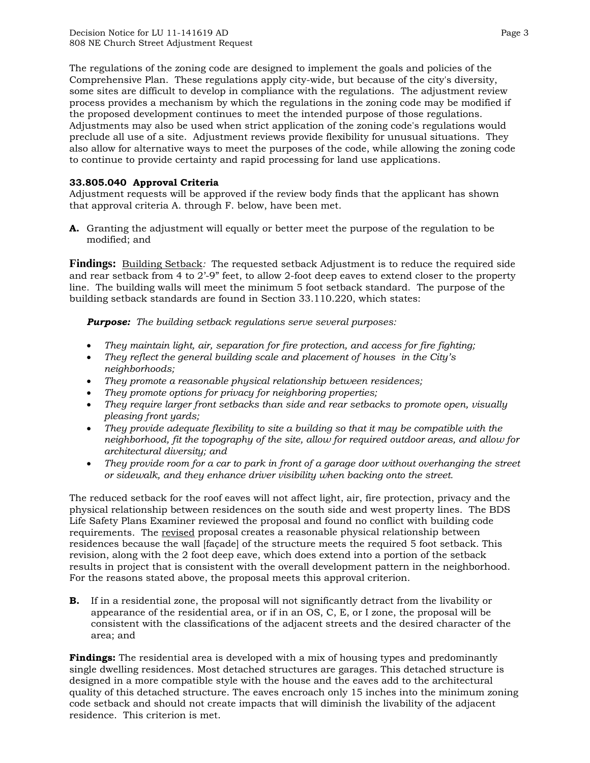The regulations of the zoning code are designed to implement the goals and policies of the Comprehensive Plan. These regulations apply city-wide, but because of the city's diversity, some sites are difficult to develop in compliance with the regulations. The adjustment review process provides a mechanism by which the regulations in the zoning code may be modified if the proposed development continues to meet the intended purpose of those regulations. Adjustments may also be used when strict application of the zoning code's regulations would preclude all use of a site. Adjustment reviews provide flexibility for unusual situations. They also allow for alternative ways to meet the purposes of the code, while allowing the zoning code to continue to provide certainty and rapid processing for land use applications.

**33.805.040 Approval Criteria**
Adjustment requests will be approved if the review body finds that the applicant has shown that approval criteria A. through F. below, have been met.

**A.** Granting the adjustment will equally or better meet the purpose of the regulation to be modified; and

**Findings:** Building Setback*:* The requested setback Adjustment is to reduce the required side and rear setback from 4 to 2'-9" feet, to allow 2-foot deep eaves to extend closer to the property line. The building walls will meet the minimum 5 foot setback standard. The purpose of the building setback standards are found in Section 33.110.220, which states:

> ***Purpose:*** *The building setback regulations serve several purposes:*
>
> - *They maintain light, air, separation for fire protection, and access for fire fighting;*
> - *They reflect the general building scale and placement of houses in the City's neighborhoods;*
> - *They promote a reasonable physical relationship between residences;*
> - *They promote options for privacy for neighboring properties;*
> - *They require larger front setbacks than side and rear setbacks to promote open, visually pleasing front yards;*
> - *They provide adequate flexibility to site a building so that it may be compatible with the neighborhood, fit the topography of the site, allow for required outdoor areas, and allow for architectural diversity; and*
> - *They provide room for a car to park in front of a garage door without overhanging the street or sidewalk, and they enhance driver visibility when backing onto the street.*

The reduced setback for the roof eaves will not affect light, air, fire protection, privacy and the physical relationship between residences on the south side and west property lines. The BDS Life Safety Plans Examiner reviewed the proposal and found no conflict with building code requirements. The revised proposal creates a reasonable physical relationship between residences because the wall [façade] of the structure meets the required 5 foot setback. This revision, along with the 2 foot deep eave, which does extend into a portion of the setback results in project that is consistent with the overall development pattern in the neighborhood. For the reasons stated above, the proposal meets this approval criterion.

**B.** If in a residential zone, the proposal will not significantly detract from the livability or appearance of the residential area, or if in an OS, C, E, or I zone, the proposal will be consistent with the classifications of the adjacent streets and the desired character of the area; and

**Findings:** The residential area is developed with a mix of housing types and predominantly single dwelling residences. Most detached structures are garages. This detached structure is designed in a more compatible style with the house and the eaves add to the architectural quality of this detached structure. The eaves encroach only 15 inches into the minimum zoning code setback and should not create impacts that will diminish the livability of the adjacent residence. This criterion is met.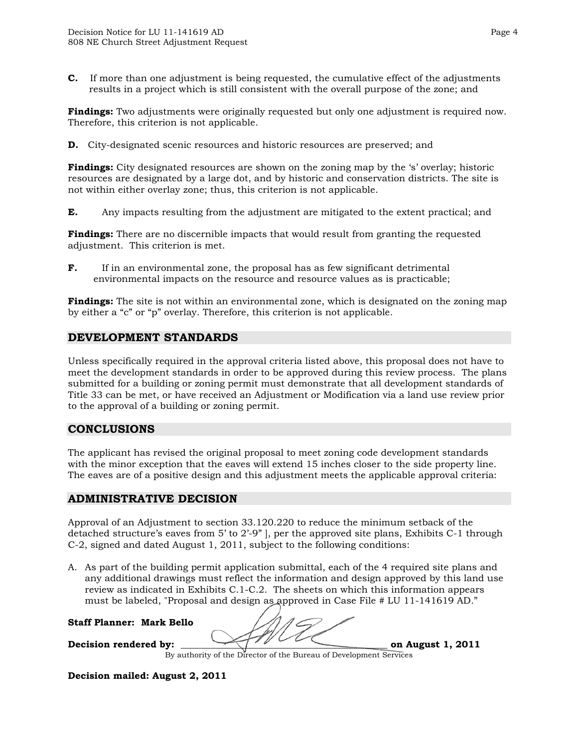**C.** If more than one adjustment is being requested, the cumulative effect of the adjustments results in a project which is still consistent with the overall purpose of the zone; and

**Findings:** Two adjustments were originally requested but only one adjustment is required now. Therefore, this criterion is not applicable.

**D.** City-designated scenic resources and historic resources are preserved; and

**Findings:** City designated resources are shown on the zoning map by the 's' overlay; historic resources are designated by a large dot, and by historic and conservation districts. The site is not within either overlay zone; thus, this criterion is not applicable.

**E.** Any impacts resulting from the adjustment are mitigated to the extent practical; and

**Findings:** There are no discernible impacts that would result from granting the requested adjustment. This criterion is met.

**F.** If in an environmental zone, the proposal has as few significant detrimental environmental impacts on the resource and resource values as is practicable;

**Findings:** The site is not within an environmental zone, which is designated on the zoning map by either a "c" or "p" overlay. Therefore, this criterion is not applicable.

## DEVELOPMENT STANDARDS

Unless specifically required in the approval criteria listed above, this proposal does not have to meet the development standards in order to be approved during this review process. The plans submitted for a building or zoning permit must demonstrate that all development standards of Title 33 can be met, or have received an Adjustment or Modification via a land use review prior to the approval of a building or zoning permit.

## CONCLUSIONS

The applicant has revised the original proposal to meet zoning code development standards with the minor exception that the eaves will extend 15 inches closer to the side property line. The eaves are of a positive design and this adjustment meets the applicable approval criteria:

## ADMINISTRATIVE DECISION

Approval of an Adjustment to section 33.120.220 to reduce the minimum setback of the detached structure's eaves from 5' to 2'-9" ], per the approved site plans, Exhibits C-1 through C-2, signed and dated August 1, 2011, subject to the following conditions:

A. As part of the building permit application submittal, each of the 4 required site plans and any additional drawings must reflect the information and design approved by this land use review as indicated in Exhibits C.1-C.2. The sheets on which this information appears must be labeled, "Proposal and design as approved in Case File # LU 11-141619 AD."

**Staff Planner: Mark Bello**

**Decision rendered by:** ______________________________ **on August 1, 2011**
By authority of the Director of the Bureau of Development Services

**Decision mailed: August 2, 2011**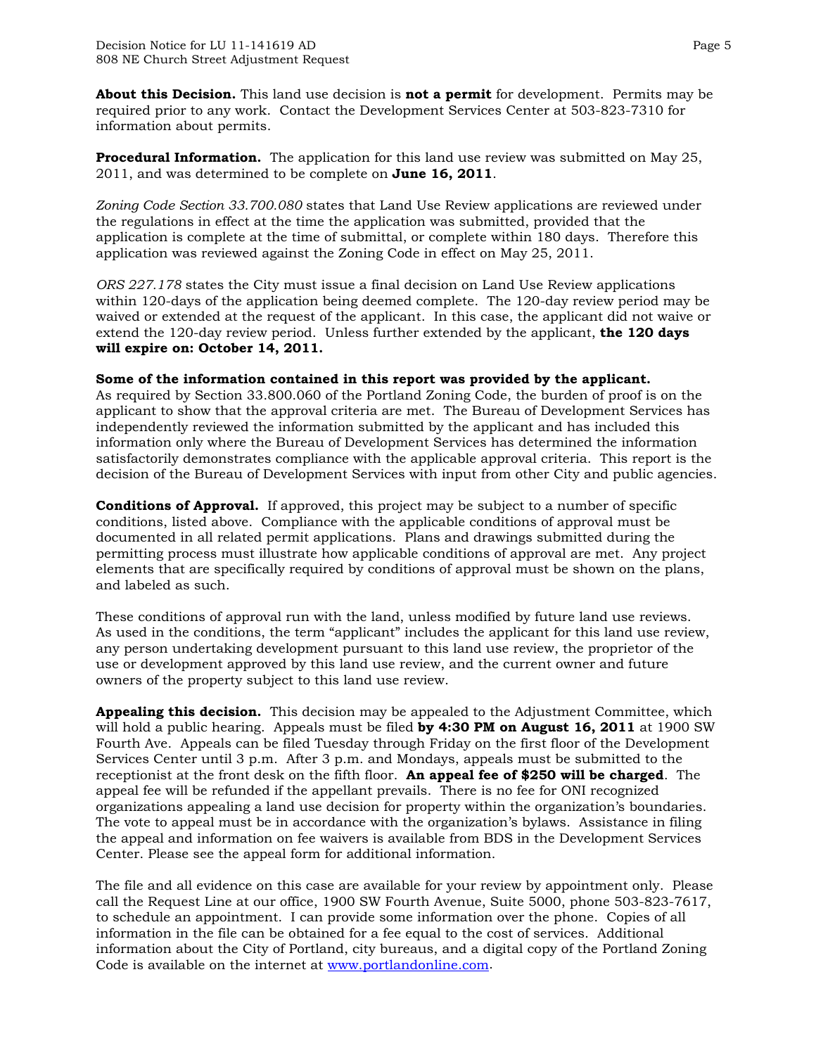**About this Decision.** This land use decision is **not a permit** for development. Permits may be required prior to any work. Contact the Development Services Center at 503-823-7310 for information about permits.

**Procedural Information.** The application for this land use review was submitted on May 25, 2011, and was determined to be complete on **June 16, 2011**.

*Zoning Code Section 33.700.080* states that Land Use Review applications are reviewed under the regulations in effect at the time the application was submitted, provided that the application is complete at the time of submittal, or complete within 180 days. Therefore this application was reviewed against the Zoning Code in effect on May 25, 2011.

*ORS 227.178* states the City must issue a final decision on Land Use Review applications within 120-days of the application being deemed complete. The 120-day review period may be waived or extended at the request of the applicant. In this case, the applicant did not waive or extend the 120-day review period. Unless further extended by the applicant, **the 120 days will expire on: October 14, 2011.**

**Some of the information contained in this report was provided by the applicant.**
As required by Section 33.800.060 of the Portland Zoning Code, the burden of proof is on the applicant to show that the approval criteria are met. The Bureau of Development Services has independently reviewed the information submitted by the applicant and has included this information only where the Bureau of Development Services has determined the information satisfactorily demonstrates compliance with the applicable approval criteria. This report is the decision of the Bureau of Development Services with input from other City and public agencies.

**Conditions of Approval.** If approved, this project may be subject to a number of specific conditions, listed above. Compliance with the applicable conditions of approval must be documented in all related permit applications. Plans and drawings submitted during the permitting process must illustrate how applicable conditions of approval are met. Any project elements that are specifically required by conditions of approval must be shown on the plans, and labeled as such.

These conditions of approval run with the land, unless modified by future land use reviews. As used in the conditions, the term "applicant" includes the applicant for this land use review, any person undertaking development pursuant to this land use review, the proprietor of the use or development approved by this land use review, and the current owner and future owners of the property subject to this land use review.

**Appealing this decision.** This decision may be appealed to the Adjustment Committee, which will hold a public hearing. Appeals must be filed **by 4:30 PM on August 16, 2011** at 1900 SW Fourth Ave. Appeals can be filed Tuesday through Friday on the first floor of the Development Services Center until 3 p.m. After 3 p.m. and Mondays, appeals must be submitted to the receptionist at the front desk on the fifth floor. **An appeal fee of $250 will be charged**. The appeal fee will be refunded if the appellant prevails. There is no fee for ONI recognized organizations appealing a land use decision for property within the organization's boundaries. The vote to appeal must be in accordance with the organization's bylaws. Assistance in filing the appeal and information on fee waivers is available from BDS in the Development Services Center. Please see the appeal form for additional information.

The file and all evidence on this case are available for your review by appointment only. Please call the Request Line at our office, 1900 SW Fourth Avenue, Suite 5000, phone 503-823-7617, to schedule an appointment. I can provide some information over the phone. Copies of all information in the file can be obtained for a fee equal to the cost of services. Additional information about the City of Portland, city bureaus, and a digital copy of the Portland Zoning Code is available on the internet at www.portlandonline.com.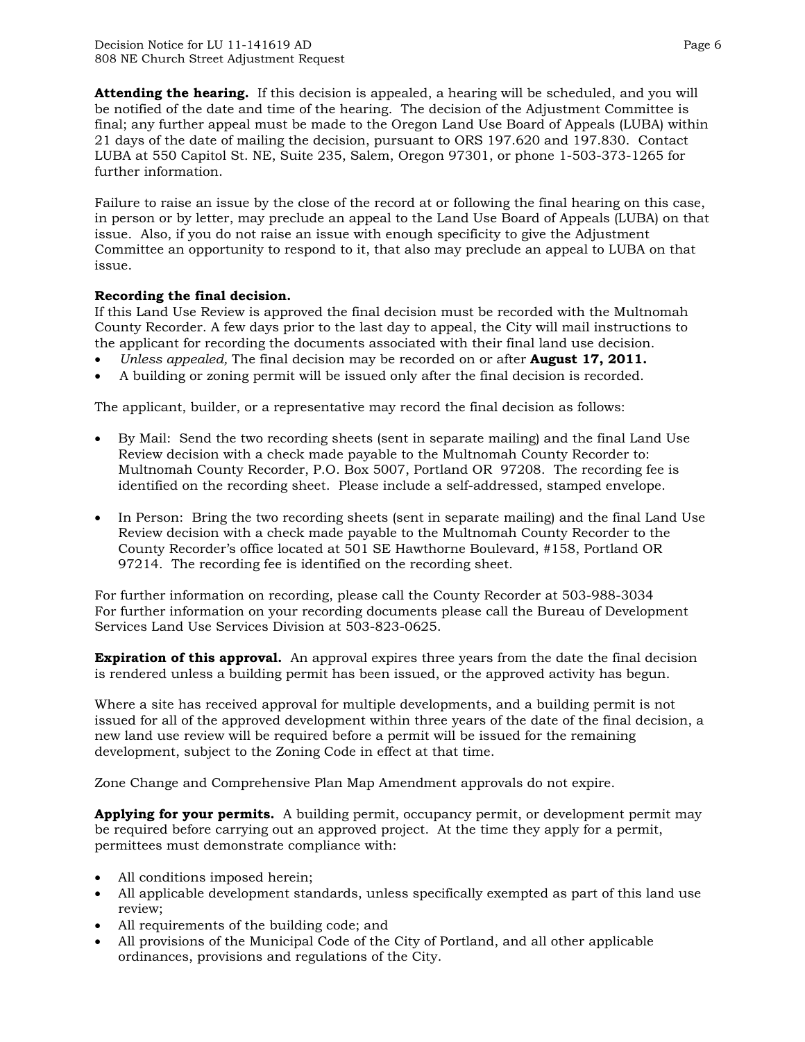**Attending the hearing.** If this decision is appealed, a hearing will be scheduled, and you will be notified of the date and time of the hearing. The decision of the Adjustment Committee is final; any further appeal must be made to the Oregon Land Use Board of Appeals (LUBA) within 21 days of the date of mailing the decision, pursuant to ORS 197.620 and 197.830. Contact LUBA at 550 Capitol St. NE, Suite 235, Salem, Oregon 97301, or phone 1-503-373-1265 for further information.

Failure to raise an issue by the close of the record at or following the final hearing on this case, in person or by letter, may preclude an appeal to the Land Use Board of Appeals (LUBA) on that issue. Also, if you do not raise an issue with enough specificity to give the Adjustment Committee an opportunity to respond to it, that also may preclude an appeal to LUBA on that issue.

**Recording the final decision.**
If this Land Use Review is approved the final decision must be recorded with the Multnomah County Recorder. A few days prior to the last day to appeal, the City will mail instructions to the applicant for recording the documents associated with their final land use decision.

- *Unless appealed,* The final decision may be recorded on or after **August 17, 2011.**
- A building or zoning permit will be issued only after the final decision is recorded.

The applicant, builder, or a representative may record the final decision as follows:

- By Mail: Send the two recording sheets (sent in separate mailing) and the final Land Use Review decision with a check made payable to the Multnomah County Recorder to: Multnomah County Recorder, P.O. Box 5007, Portland OR 97208. The recording fee is identified on the recording sheet. Please include a self-addressed, stamped envelope.

- In Person: Bring the two recording sheets (sent in separate mailing) and the final Land Use Review decision with a check made payable to the Multnomah County Recorder to the County Recorder's office located at 501 SE Hawthorne Boulevard, #158, Portland OR 97214. The recording fee is identified on the recording sheet.

For further information on recording, please call the County Recorder at 503-988-3034
For further information on your recording documents please call the Bureau of Development Services Land Use Services Division at 503-823-0625.

**Expiration of this approval.** An approval expires three years from the date the final decision is rendered unless a building permit has been issued, or the approved activity has begun.

Where a site has received approval for multiple developments, and a building permit is not issued for all of the approved development within three years of the date of the final decision, a new land use review will be required before a permit will be issued for the remaining development, subject to the Zoning Code in effect at that time.

Zone Change and Comprehensive Plan Map Amendment approvals do not expire.

**Applying for your permits.** A building permit, occupancy permit, or development permit may be required before carrying out an approved project. At the time they apply for a permit, permittees must demonstrate compliance with:

- All conditions imposed herein;
- All applicable development standards, unless specifically exempted as part of this land use review;
- All requirements of the building code; and
- All provisions of the Municipal Code of the City of Portland, and all other applicable ordinances, provisions and regulations of the City.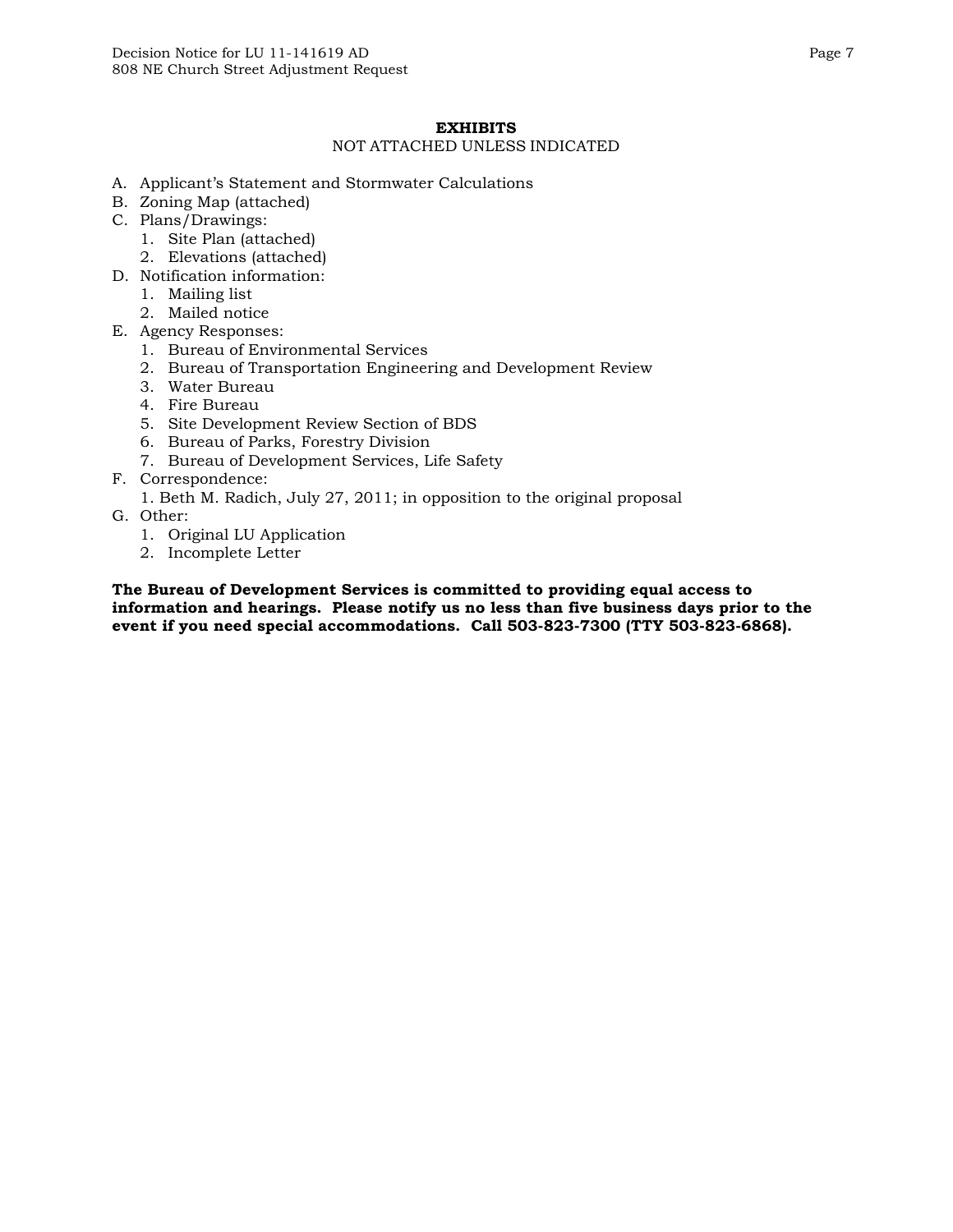## EXHIBITS

NOT ATTACHED UNLESS INDICATED

A. Applicant's Statement and Stormwater Calculations
B. Zoning Map (attached)
C. Plans/Drawings:
   1. Site Plan (attached)
   2. Elevations (attached)
D. Notification information:
   1. Mailing list
   2. Mailed notice
E. Agency Responses:
   1. Bureau of Environmental Services
   2. Bureau of Transportation Engineering and Development Review
   3. Water Bureau
   4. Fire Bureau
   5. Site Development Review Section of BDS
   6. Bureau of Parks, Forestry Division
   7. Bureau of Development Services, Life Safety
F. Correspondence:
   1. Beth M. Radich, July 27, 2011; in opposition to the original proposal
G. Other:
   1. Original LU Application
   2. Incomplete Letter

**The Bureau of Development Services is committed to providing equal access to information and hearings. Please notify us no less than five business days prior to the event if you need special accommodations. Call 503-823-7300 (TTY 503-823-6868).**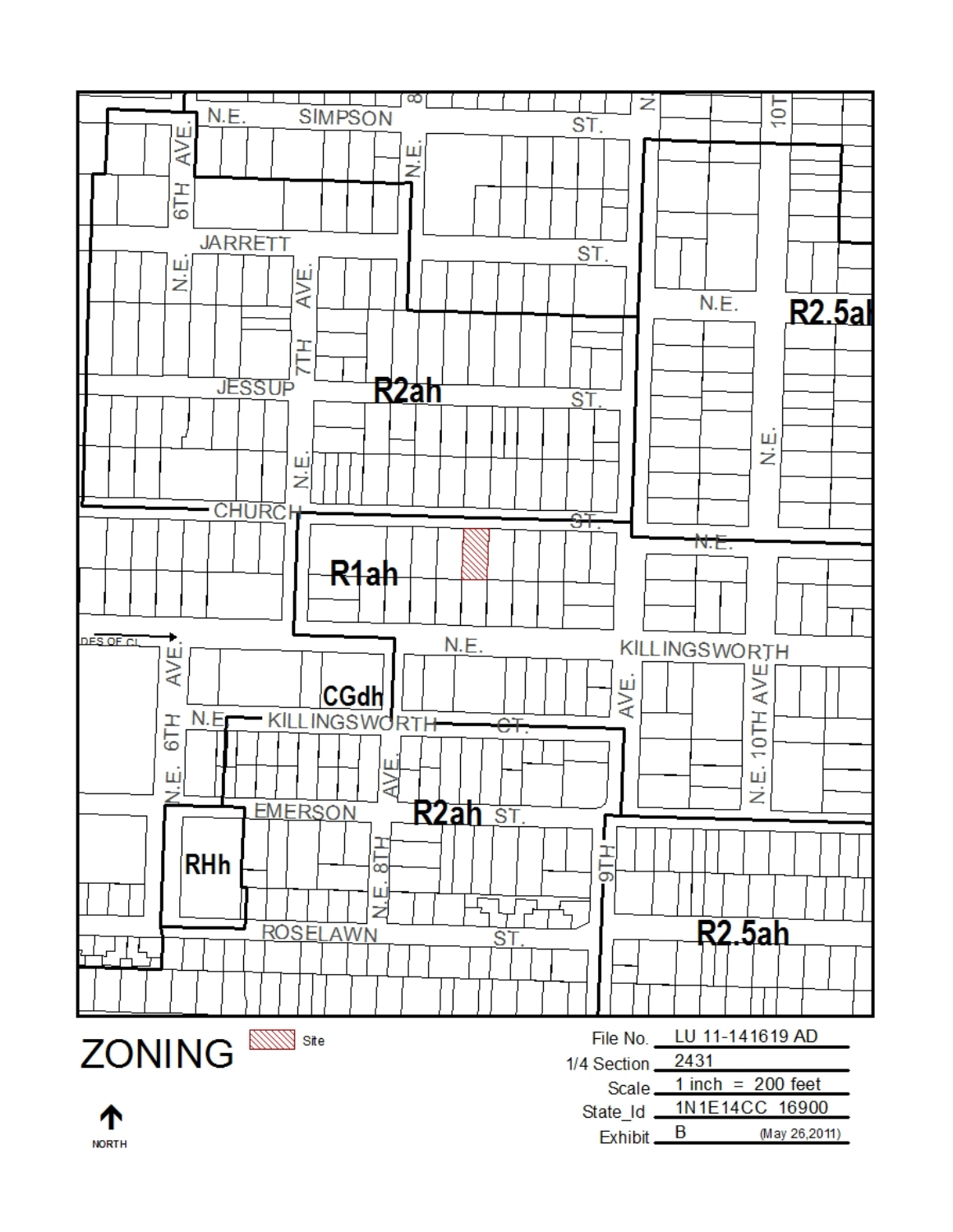# ZONING

Site

| | |
|---|---|
| File No. | LU 11-141619 AD |
| 1/4 Section | 2431 |
| Scale | 1 inch = 200 feet |
| State_Id | 1N1E14CC 16900 |
| Exhibit | B (May 26,2011) |

NORTH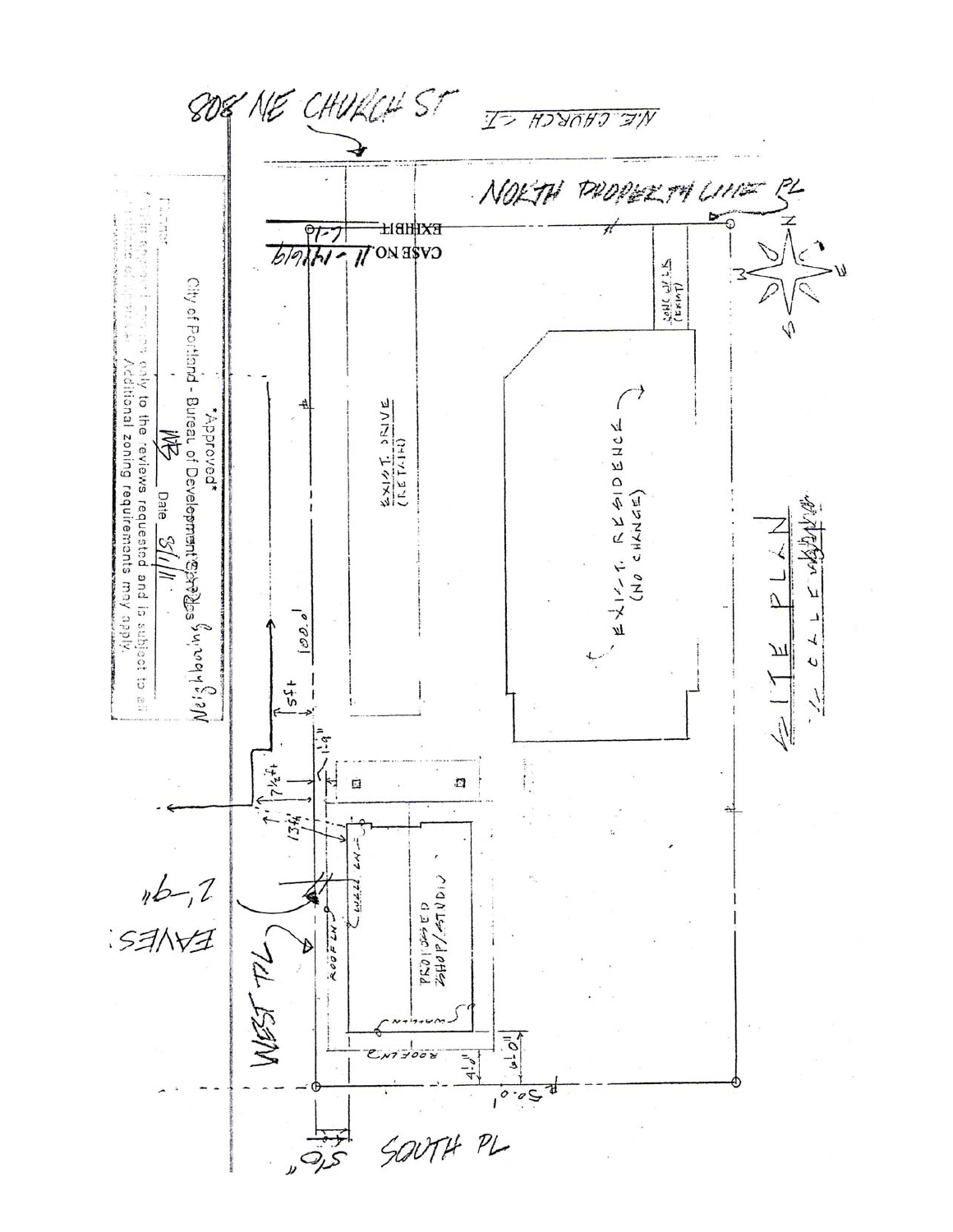808 NE CHURCH ST

N.E. CHURCH ST

NORTH PROPERTY LINE PL

EXHIBIT C-1

CASE NO 11-141619

CONC W.LK (EXIST)

EXIST. DRIVE (RETAIN)

EXIST. RESIDENCE (NO CHANGE)

SITE PLAN

1/8" SCALE

\*Approved\*

City of Portland - Bureau of Development Services

Neighborhood

Date 8/1/11

This approval applies only to the reviews requested and is subject to all conditions of approval. Additional zoning requirements may apply.

100.0'

5'±

1'-9"

7 1/2'±

13 1/2'

2'-9"

EAVES:

WEST PL

ROOF LN

WALL LN

PROPOSED SHOP/STUDIO

WALL LN

ROOF LN

6.0'

4.0'

50.0'

5'0"

SOUTH PL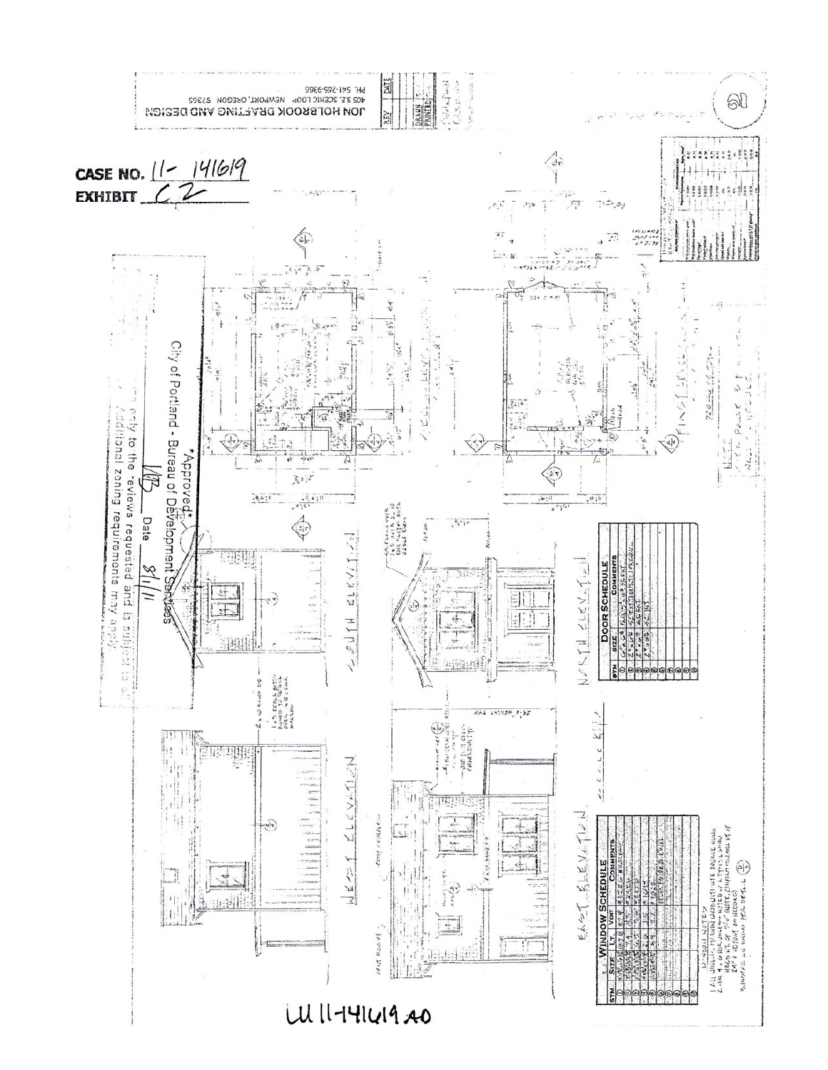JON HOLBROOK DRAFTING AND DESIGN
405 S.E. SCENIC LOOP NEWPORT, OREGON 97365
PH. 541-265-9366

CASE NO. 11-141619
EXHIBIT C2

*Approved*
City of Portland - Bureau of Development Services
Date 8/1/11
...only to the reviews requested and is subject to all...
Additional zoning requirements may apply.

SOUTH ELEVATION

NORTH ELEVATION

WEST ELEVATION

EAST ELEVATION

DOOR SCHEDULE

| SYM | SIZE | COMMENTS |
|---|---|---|
| | | |

WINDOW SCHEDULE

| SYM | SIZE | LT. | VENT | COMMENTS |
|---|---|---|---|---|
| | | | | |

LU 11-141619 AD